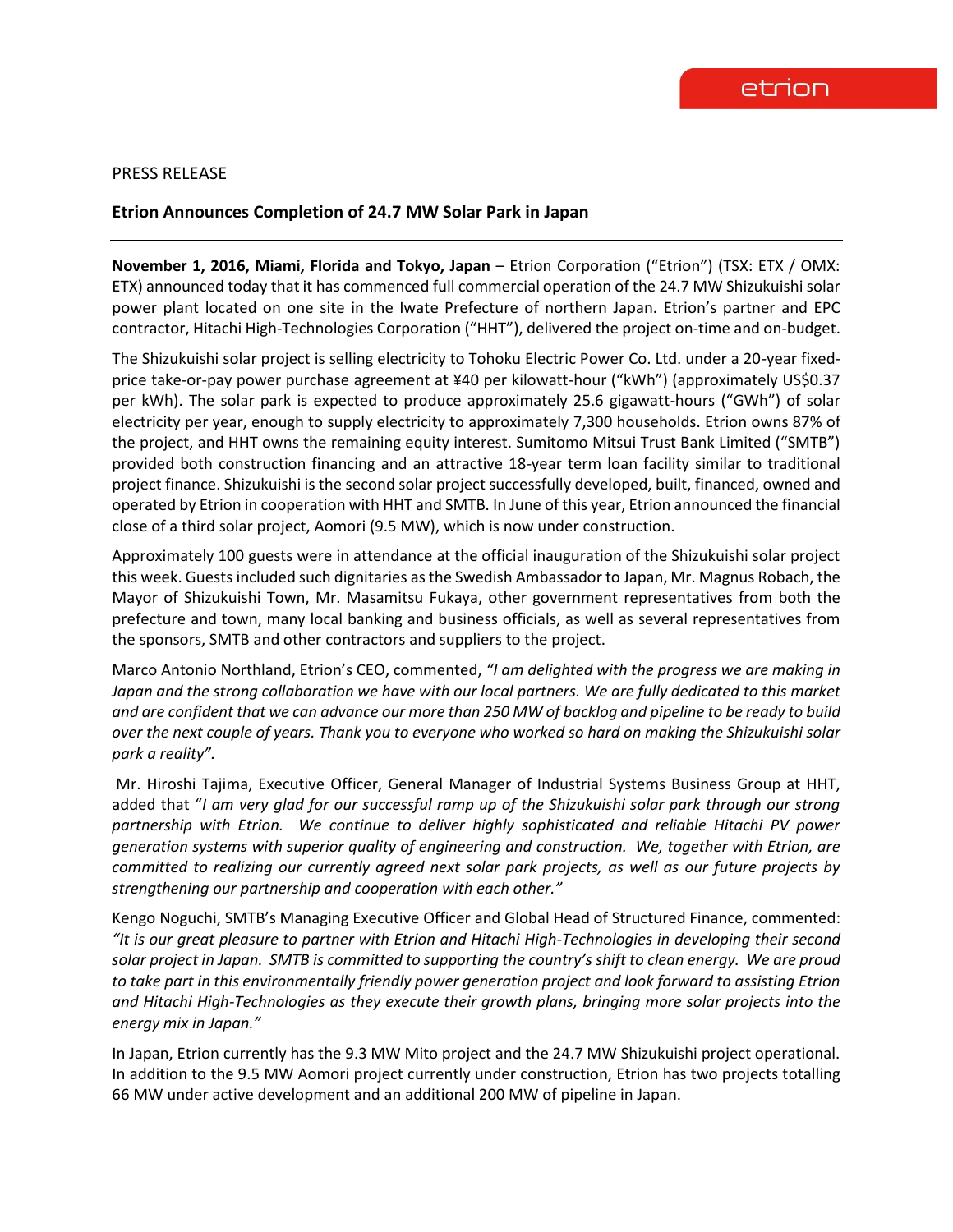etrion

PRESS RELEASE

## Etrion Announces Completion of 24.7 MW Solar Park in Japan

---

**November 1, 2016, Miami, Florida and Tokyo, Japan** – Etrion Corporation ("Etrion") (TSX: ETX / OMX: ETX) announced today that it has commenced full commercial operation of the 24.7 MW Shizukuishi solar power plant located on one site in the Iwate Prefecture of northern Japan. Etrion's partner and EPC contractor, Hitachi High-Technologies Corporation ("HHT"), delivered the project on-time and on-budget.

The Shizukuishi solar project is selling electricity to Tohoku Electric Power Co. Ltd. under a 20-year fixed-price take-or-pay power purchase agreement at ¥40 per kilowatt-hour ("kWh") (approximately US$0.37 per kWh). The solar park is expected to produce approximately 25.6 gigawatt-hours ("GWh") of solar electricity per year, enough to supply electricity to approximately 7,300 households. Etrion owns 87% of the project, and HHT owns the remaining equity interest. Sumitomo Mitsui Trust Bank Limited ("SMTB") provided both construction financing and an attractive 18-year term loan facility similar to traditional project finance. Shizukuishi is the second solar project successfully developed, built, financed, owned and operated by Etrion in cooperation with HHT and SMTB. In June of this year, Etrion announced the financial close of a third solar project, Aomori (9.5 MW), which is now under construction.

Approximately 100 guests were in attendance at the official inauguration of the Shizukuishi solar project this week. Guests included such dignitaries as the Swedish Ambassador to Japan, Mr. Magnus Robach, the Mayor of Shizukuishi Town, Mr. Masamitsu Fukaya, other government representatives from both the prefecture and town, many local banking and business officials, as well as several representatives from the sponsors, SMTB and other contractors and suppliers to the project.

Marco Antonio Northland, Etrion's CEO, commented, *"I am delighted with the progress we are making in Japan and the strong collaboration we have with our local partners. We are fully dedicated to this market and are confident that we can advance our more than 250 MW of backlog and pipeline to be ready to build over the next couple of years. Thank you to everyone who worked so hard on making the Shizukuishi solar park a reality".*

Mr. Hiroshi Tajima, Executive Officer, General Manager of Industrial Systems Business Group at HHT, added that "*I am very glad for our successful ramp up of the Shizukuishi solar park through our strong partnership with Etrion. We continue to deliver highly sophisticated and reliable Hitachi PV power generation systems with superior quality of engineering and construction. We, together with Etrion, are committed to realizing our currently agreed next solar park projects, as well as our future projects by strengthening our partnership and cooperation with each other."*

Kengo Noguchi, SMTB's Managing Executive Officer and Global Head of Structured Finance, commented: *"It is our great pleasure to partner with Etrion and Hitachi High-Technologies in developing their second solar project in Japan. SMTB is committed to supporting the country's shift to clean energy. We are proud to take part in this environmentally friendly power generation project and look forward to assisting Etrion and Hitachi High-Technologies as they execute their growth plans, bringing more solar projects into the energy mix in Japan."*

In Japan, Etrion currently has the 9.3 MW Mito project and the 24.7 MW Shizukuishi project operational. In addition to the 9.5 MW Aomori project currently under construction, Etrion has two projects totalling 66 MW under active development and an additional 200 MW of pipeline in Japan.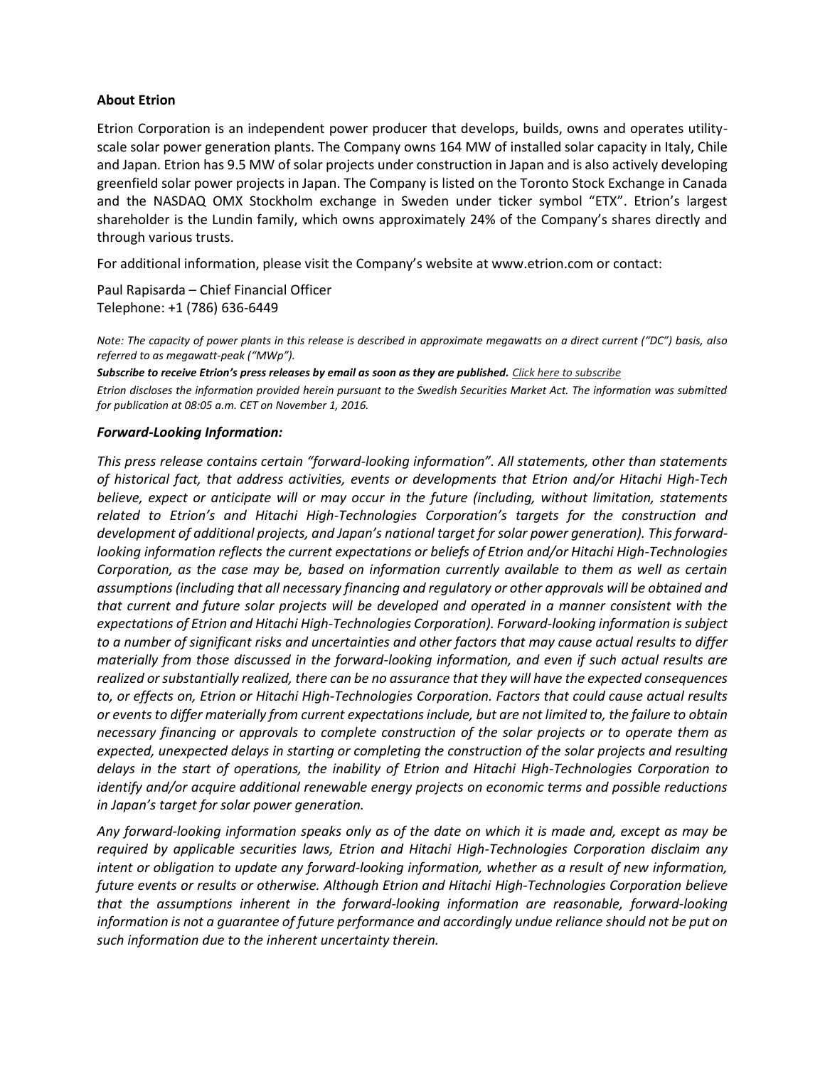**About Etrion**

Etrion Corporation is an independent power producer that develops, builds, owns and operates utility-scale solar power generation plants. The Company owns 164 MW of installed solar capacity in Italy, Chile and Japan. Etrion has 9.5 MW of solar projects under construction in Japan and is also actively developing greenfield solar power projects in Japan. The Company is listed on the Toronto Stock Exchange in Canada and the NASDAQ OMX Stockholm exchange in Sweden under ticker symbol "ETX". Etrion's largest shareholder is the Lundin family, which owns approximately 24% of the Company's shares directly and through various trusts.

For additional information, please visit the Company's website at www.etrion.com or contact:

Paul Rapisarda – Chief Financial Officer
Telephone: +1 (786) 636-6449

*Note: The capacity of power plants in this release is described in approximate megawatts on a direct current ("DC") basis, also referred to as megawatt-peak ("MWp").*

***Subscribe to receive Etrion's press releases by email as soon as they are published.*** *Click here to subscribe*

*Etrion discloses the information provided herein pursuant to the Swedish Securities Market Act. The information was submitted for publication at 08:05 a.m. CET on November 1, 2016.*

***Forward-Looking Information:***

*This press release contains certain "forward-looking information". All statements, other than statements of historical fact, that address activities, events or developments that Etrion and/or Hitachi High-Tech believe, expect or anticipate will or may occur in the future (including, without limitation, statements related to Etrion's and Hitachi High-Technologies Corporation's targets for the construction and development of additional projects, and Japan's national target for solar power generation). This forward-looking information reflects the current expectations or beliefs of Etrion and/or Hitachi High-Technologies Corporation, as the case may be, based on information currently available to them as well as certain assumptions (including that all necessary financing and regulatory or other approvals will be obtained and that current and future solar projects will be developed and operated in a manner consistent with the expectations of Etrion and Hitachi High-Technologies Corporation). Forward-looking information is subject to a number of significant risks and uncertainties and other factors that may cause actual results to differ materially from those discussed in the forward-looking information, and even if such actual results are realized or substantially realized, there can be no assurance that they will have the expected consequences to, or effects on, Etrion or Hitachi High-Technologies Corporation. Factors that could cause actual results or events to differ materially from current expectations include, but are not limited to, the failure to obtain necessary financing or approvals to complete construction of the solar projects or to operate them as expected, unexpected delays in starting or completing the construction of the solar projects and resulting delays in the start of operations, the inability of Etrion and Hitachi High-Technologies Corporation to identify and/or acquire additional renewable energy projects on economic terms and possible reductions in Japan's target for solar power generation.*

*Any forward-looking information speaks only as of the date on which it is made and, except as may be required by applicable securities laws, Etrion and Hitachi High-Technologies Corporation disclaim any intent or obligation to update any forward-looking information, whether as a result of new information, future events or results or otherwise. Although Etrion and Hitachi High-Technologies Corporation believe that the assumptions inherent in the forward-looking information are reasonable, forward-looking information is not a guarantee of future performance and accordingly undue reliance should not be put on such information due to the inherent uncertainty therein.*